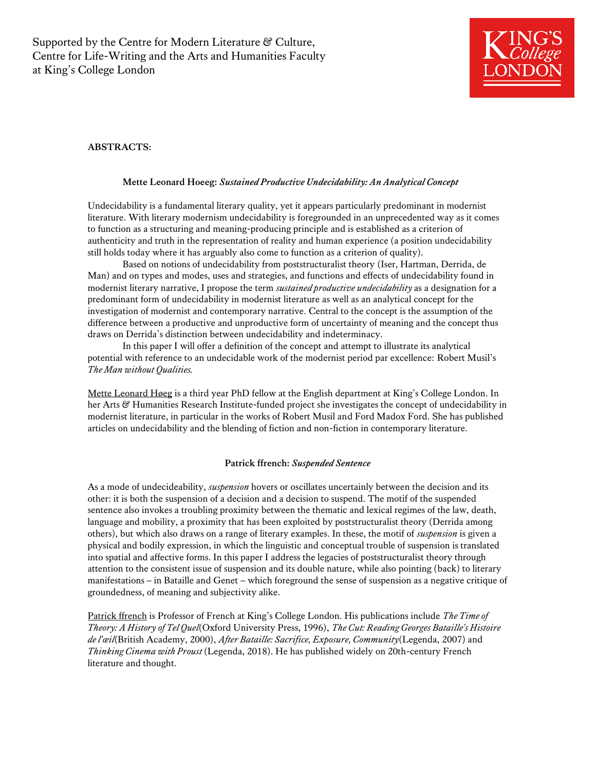Supported by the Centre for Modern Literature & Culture,
Centre for Life-Writing and the Arts and Humanities Faculty
at King's College London

KING'S College LONDON

**ABSTRACTS:**

### Mette Leonard Hoeeg: *Sustained Productive Undecidability: An Analytical Concept*

Undecidability is a fundamental literary quality, yet it appears particularly predominant in modernist literature. With literary modernism undecidability is foregrounded in an unprecedented way as it comes to function as a structuring and meaning-producing principle and is established as a criterion of authenticity and truth in the representation of reality and human experience (a position undecidability still holds today where it has arguably also come to function as a criterion of quality).

Based on notions of undecidability from poststructuralist theory (Iser, Hartman, Derrida, de Man) and on types and modes, uses and strategies, and functions and effects of undecidability found in modernist literary narrative, I propose the term *sustained productive undecidability* as a designation for a predominant form of undecidability in modernist literature as well as an analytical concept for the investigation of modernist and contemporary narrative. Central to the concept is the assumption of the difference between a productive and unproductive form of uncertainty of meaning and the concept thus draws on Derrida's distinction between undecidability and indeterminacy.

In this paper I will offer a definition of the concept and attempt to illustrate its analytical potential with reference to an undecidable work of the modernist period par excellence: Robert Musil's *The Man without Qualities.*

Mette Leonard Høeg is a third year PhD fellow at the English department at King's College London. In her Arts & Humanities Research Institute-funded project she investigates the concept of undecidability in modernist literature, in particular in the works of Robert Musil and Ford Madox Ford. She has published articles on undecidability and the blending of fiction and non-fiction in contemporary literature.

### Patrick ffrench: *Suspended Sentence*

As a mode of undecideability, *suspension* hovers or oscillates uncertainly between the decision and its other: it is both the suspension of a decision and a decision to suspend. The motif of the suspended sentence also invokes a troubling proximity between the thematic and lexical regimes of the law, death, language and mobility, a proximity that has been exploited by poststructuralist theory (Derrida among others), but which also draws on a range of literary examples. In these, the motif of *suspension* is given a physical and bodily expression, in which the linguistic and conceptual trouble of suspension is translated into spatial and affective forms. In this paper I address the legacies of poststructuralist theory through attention to the consistent issue of suspension and its double nature, while also pointing (back) to literary manifestations – in Bataille and Genet – which foreground the sense of suspension as a negative critique of groundedness, of meaning and subjectivity alike.

Patrick ffrench is Professor of French at King's College London. His publications include *The Time of Theory: A History of Tel Quel*(Oxford University Press, 1996), *The Cut: Reading Georges Bataille's Histoire de l'œil*(British Academy, 2000), *After Bataille: Sacrifice, Exposure, Community*(Legenda, 2007) and *Thinking Cinema with Proust* (Legenda, 2018). He has published widely on 20th-century French literature and thought.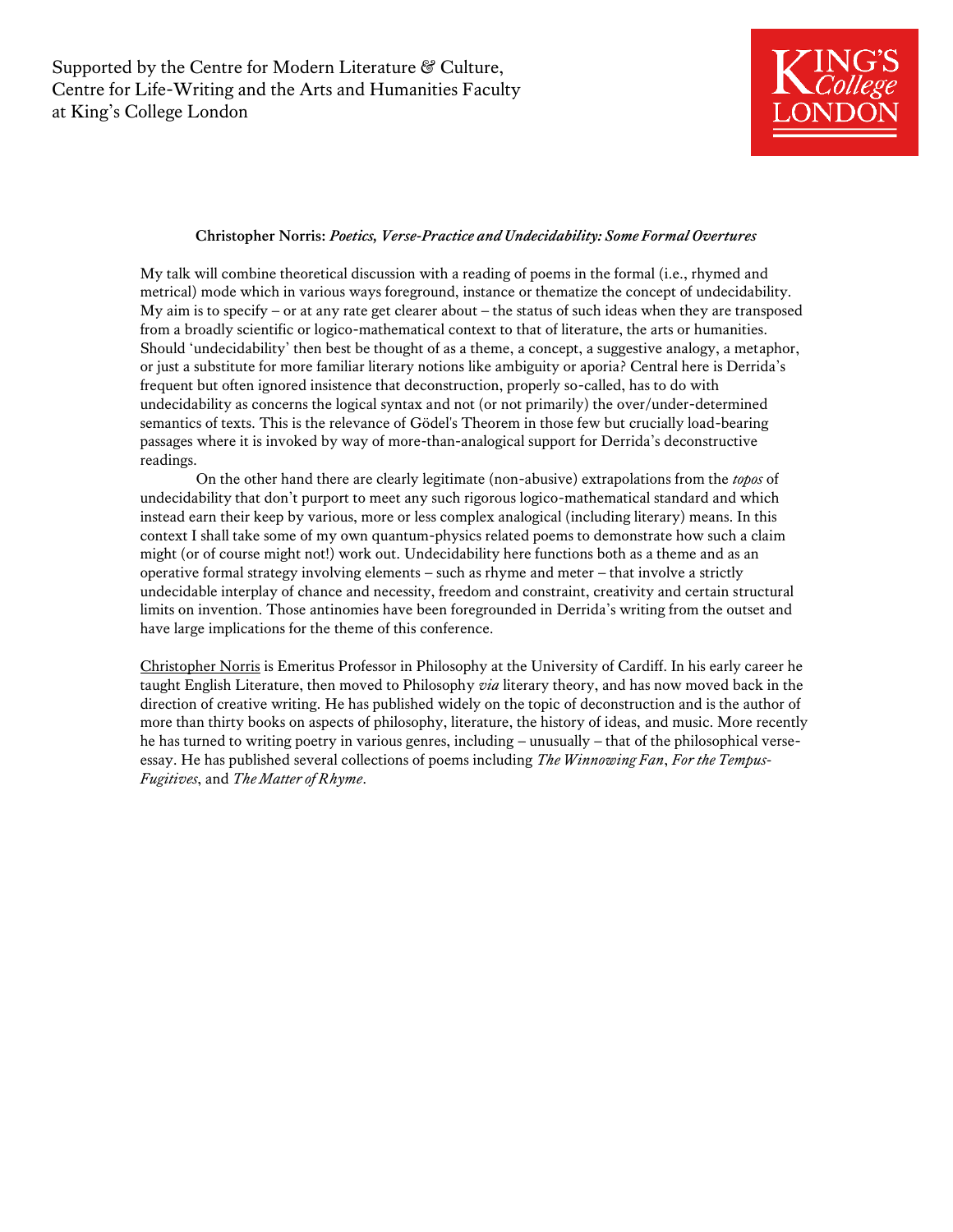Supported by the Centre for Modern Literature & Culture, Centre for Life-Writing and the Arts and Humanities Faculty at King's College London

KING'S College LONDON

**Christopher Norris:** ***Poetics, Verse-Practice and Undecidability: Some Formal Overtures***

My talk will combine theoretical discussion with a reading of poems in the formal (i.e., rhymed and metrical) mode which in various ways foreground, instance or thematize the concept of undecidability. My aim is to specify – or at any rate get clearer about – the status of such ideas when they are transposed from a broadly scientific or logico-mathematical context to that of literature, the arts or humanities. Should 'undecidability' then best be thought of as a theme, a concept, a suggestive analogy, a metaphor, or just a substitute for more familiar literary notions like ambiguity or aporia? Central here is Derrida's frequent but often ignored insistence that deconstruction, properly so-called, has to do with undecidability as concerns the logical syntax and not (or not primarily) the over/under-determined semantics of texts. This is the relevance of Gödel's Theorem in those few but crucially load-bearing passages where it is invoked by way of more-than-analogical support for Derrida's deconstructive readings.

On the other hand there are clearly legitimate (non-abusive) extrapolations from the *topos* of undecidability that don't purport to meet any such rigorous logico-mathematical standard and which instead earn their keep by various, more or less complex analogical (including literary) means. In this context I shall take some of my own quantum-physics related poems to demonstrate how such a claim might (or of course might not!) work out. Undecidability here functions both as a theme and as an operative formal strategy involving elements – such as rhyme and meter – that involve a strictly undecidable interplay of chance and necessity, freedom and constraint, creativity and certain structural limits on invention. Those antinomies have been foregrounded in Derrida's writing from the outset and have large implications for the theme of this conference.

Christopher Norris is Emeritus Professor in Philosophy at the University of Cardiff. In his early career he taught English Literature, then moved to Philosophy *via* literary theory, and has now moved back in the direction of creative writing. He has published widely on the topic of deconstruction and is the author of more than thirty books on aspects of philosophy, literature, the history of ideas, and music. More recently he has turned to writing poetry in various genres, including – unusually – that of the philosophical verse-essay. He has published several collections of poems including *The Winnowing Fan*, *For the Tempus-Fugitives*, and *The Matter of Rhyme*.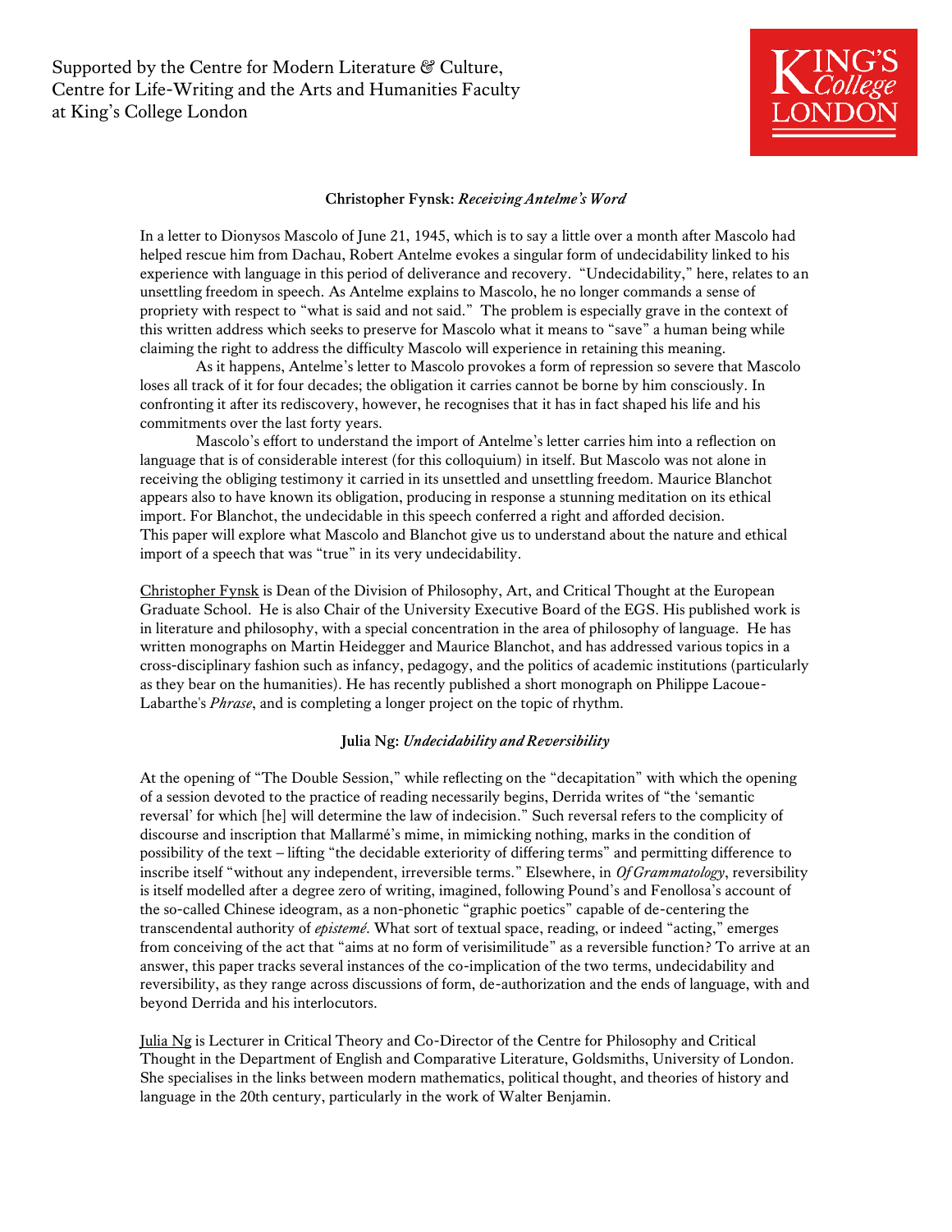Supported by the Centre for Modern Literature & Culture, Centre for Life-Writing and the Arts and Humanities Faculty at King's College London

### Christopher Fynsk: *Receiving Antelme's Word*

In a letter to Dionysos Mascolo of June 21, 1945, which is to say a little over a month after Mascolo had helped rescue him from Dachau, Robert Antelme evokes a singular form of undecidability linked to his experience with language in this period of deliverance and recovery. "Undecidability," here, relates to an unsettling freedom in speech. As Antelme explains to Mascolo, he no longer commands a sense of propriety with respect to "what is said and not said." The problem is especially grave in the context of this written address which seeks to preserve for Mascolo what it means to "save" a human being while claiming the right to address the difficulty Mascolo will experience in retaining this meaning.

As it happens, Antelme's letter to Mascolo provokes a form of repression so severe that Mascolo loses all track of it for four decades; the obligation it carries cannot be borne by him consciously. In confronting it after its rediscovery, however, he recognises that it has in fact shaped his life and his commitments over the last forty years.

Mascolo's effort to understand the import of Antelme's letter carries him into a reflection on language that is of considerable interest (for this colloquium) in itself. But Mascolo was not alone in receiving the obliging testimony it carried in its unsettled and unsettling freedom. Maurice Blanchot appears also to have known its obligation, producing in response a stunning meditation on its ethical import. For Blanchot, the undecidable in this speech conferred a right and afforded decision. This paper will explore what Mascolo and Blanchot give us to understand about the nature and ethical import of a speech that was "true" in its very undecidability.

Christopher Fynsk is Dean of the Division of Philosophy, Art, and Critical Thought at the European Graduate School. He is also Chair of the University Executive Board of the EGS. His published work is in literature and philosophy, with a special concentration in the area of philosophy of language. He has written monographs on Martin Heidegger and Maurice Blanchot, and has addressed various topics in a cross-disciplinary fashion such as infancy, pedagogy, and the politics of academic institutions (particularly as they bear on the humanities). He has recently published a short monograph on Philippe Lacoue-Labarthe's *Phrase*, and is completing a longer project on the topic of rhythm.

### Julia Ng: *Undecidability and Reversibility*

At the opening of "The Double Session," while reflecting on the "decapitation" with which the opening of a session devoted to the practice of reading necessarily begins, Derrida writes of "the 'semantic reversal' for which [he] will determine the law of indecision." Such reversal refers to the complicity of discourse and inscription that Mallarmé's mime, in mimicking nothing, marks in the condition of possibility of the text – lifting "the decidable exteriority of differing terms" and permitting difference to inscribe itself "without any independent, irreversible terms." Elsewhere, in *Of Grammatology*, reversibility is itself modelled after a degree zero of writing, imagined, following Pound's and Fenollosa's account of the so-called Chinese ideogram, as a non-phonetic "graphic poetics" capable of de-centering the transcendental authority of *epistemé*. What sort of textual space, reading, or indeed "acting," emerges from conceiving of the act that "aims at no form of verisimilitude" as a reversible function? To arrive at an answer, this paper tracks several instances of the co-implication of the two terms, undecidability and reversibility, as they range across discussions of form, de-authorization and the ends of language, with and beyond Derrida and his interlocutors.

Julia Ng is Lecturer in Critical Theory and Co-Director of the Centre for Philosophy and Critical Thought in the Department of English and Comparative Literature, Goldsmiths, University of London. She specialises in the links between modern mathematics, political thought, and theories of history and language in the 20th century, particularly in the work of Walter Benjamin.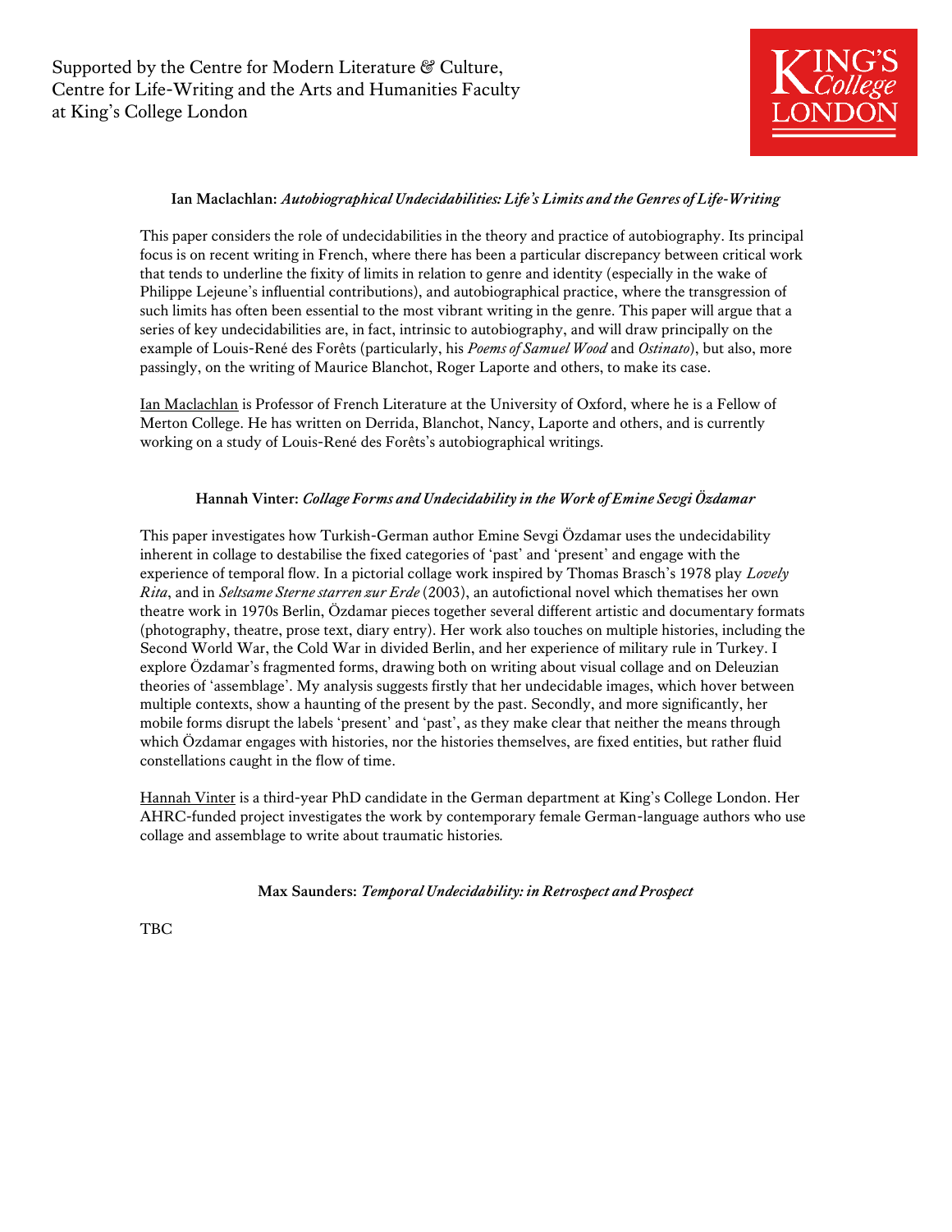Supported by the Centre for Modern Literature & Culture,
Centre for Life-Writing and the Arts and Humanities Faculty
at King's College London

KING'S College LONDON

**Ian Maclachlan:** ***Autobiographical Undecidabilities: Life's Limits and the Genres of Life-Writing***

This paper considers the role of undecidabilities in the theory and practice of autobiography. Its principal focus is on recent writing in French, where there has been a particular discrepancy between critical work that tends to underline the fixity of limits in relation to genre and identity (especially in the wake of Philippe Lejeune's influential contributions), and autobiographical practice, where the transgression of such limits has often been essential to the most vibrant writing in the genre. This paper will argue that a series of key undecidabilities are, in fact, intrinsic to autobiography, and will draw principally on the example of Louis-René des Forêts (particularly, his *Poems of Samuel Wood* and *Ostinato*), but also, more passingly, on the writing of Maurice Blanchot, Roger Laporte and others, to make its case.

Ian Maclachlan is Professor of French Literature at the University of Oxford, where he is a Fellow of Merton College. He has written on Derrida, Blanchot, Nancy, Laporte and others, and is currently working on a study of Louis-René des Forêts's autobiographical writings.

**Hannah Vinter:** ***Collage Forms and Undecidability in the Work of Emine Sevgi Özdamar***

This paper investigates how Turkish-German author Emine Sevgi Özdamar uses the undecidability inherent in collage to destabilise the fixed categories of 'past' and 'present' and engage with the experience of temporal flow. In a pictorial collage work inspired by Thomas Brasch's 1978 play *Lovely Rita*, and in *Seltsame Sterne starren zur Erde* (2003), an autofictional novel which thematises her own theatre work in 1970s Berlin, Özdamar pieces together several different artistic and documentary formats (photography, theatre, prose text, diary entry). Her work also touches on multiple histories, including the Second World War, the Cold War in divided Berlin, and her experience of military rule in Turkey. I explore Özdamar's fragmented forms, drawing both on writing about visual collage and on Deleuzian theories of 'assemblage'. My analysis suggests firstly that her undecidable images, which hover between multiple contexts, show a haunting of the present by the past. Secondly, and more significantly, her mobile forms disrupt the labels 'present' and 'past', as they make clear that neither the means through which Özdamar engages with histories, nor the histories themselves, are fixed entities, but rather fluid constellations caught in the flow of time.

Hannah Vinter is a third-year PhD candidate in the German department at King's College London. Her AHRC-funded project investigates the work by contemporary female German-language authors who use collage and assemblage to write about traumatic histories.

**Max Saunders:** ***Temporal Undecidability: in Retrospect and Prospect***

TBC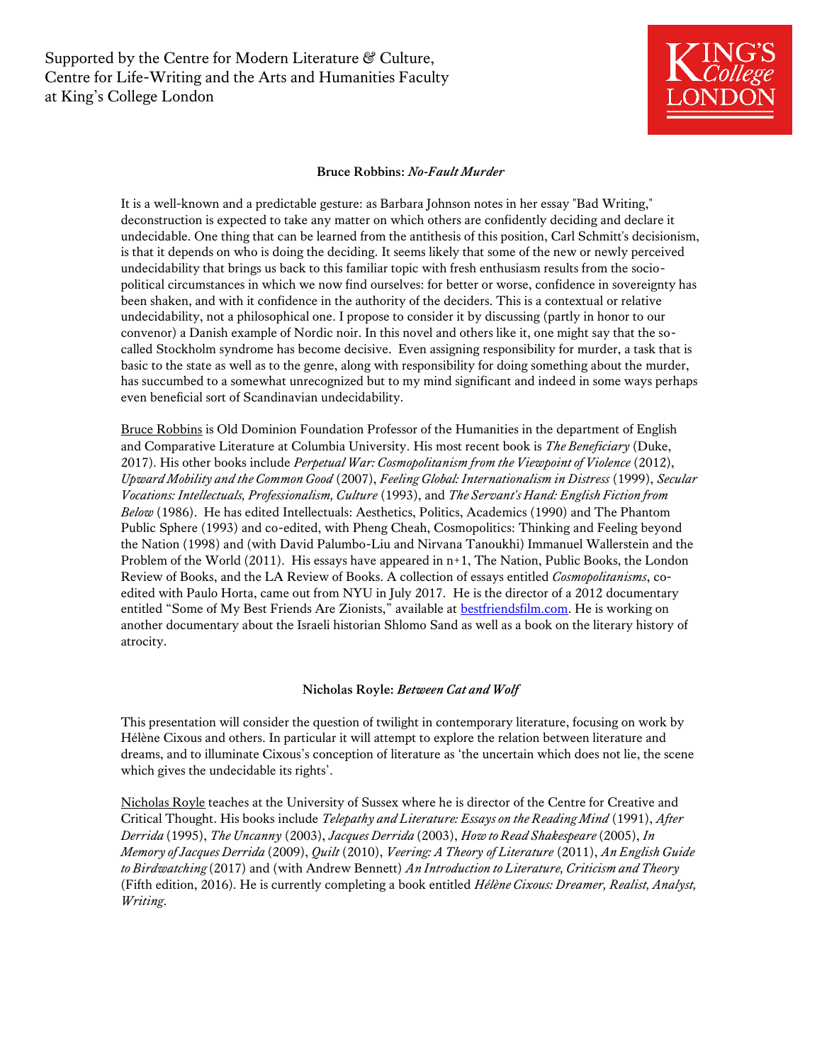Supported by the Centre for Modern Literature & Culture,
Centre for Life-Writing and the Arts and Humanities Faculty
at King's College London

KING'S *College* LONDON

**Bruce Robbins: *No-Fault Murder***

It is a well-known and a predictable gesture: as Barbara Johnson notes in her essay "Bad Writing," deconstruction is expected to take any matter on which others are confidently deciding and declare it undecidable. One thing that can be learned from the antithesis of this position, Carl Schmitt's decisionism, is that it depends on who is doing the deciding. It seems likely that some of the new or newly perceived undecidability that brings us back to this familiar topic with fresh enthusiasm results from the socio-political circumstances in which we now find ourselves: for better or worse, confidence in sovereignty has been shaken, and with it confidence in the authority of the deciders. This is a contextual or relative undecidability, not a philosophical one. I propose to consider it by discussing (partly in honor to our convenor) a Danish example of Nordic noir. In this novel and others like it, one might say that the so-called Stockholm syndrome has become decisive. Even assigning responsibility for murder, a task that is basic to the state as well as to the genre, along with responsibility for doing something about the murder, has succumbed to a somewhat unrecognized but to my mind significant and indeed in some ways perhaps even beneficial sort of Scandinavian undecidability.

Bruce Robbins is Old Dominion Foundation Professor of the Humanities in the department of English and Comparative Literature at Columbia University. His most recent book is *The Beneficiary* (Duke, 2017). His other books include *Perpetual War: Cosmopolitanism from the Viewpoint of Violence* (2012), *Upward Mobility and the Common Good* (2007), *Feeling Global: Internationalism in Distress* (1999), *Secular Vocations: Intellectuals, Professionalism, Culture* (1993), and *The Servant's Hand: English Fiction from Below* (1986). He has edited Intellectuals: Aesthetics, Politics, Academics (1990) and The Phantom Public Sphere (1993) and co-edited, with Pheng Cheah, Cosmopolitics: Thinking and Feeling beyond the Nation (1998) and (with David Palumbo-Liu and Nirvana Tanoukhi) Immanuel Wallerstein and the Problem of the World (2011). His essays have appeared in n+1, The Nation, Public Books, the London Review of Books, and the LA Review of Books. A collection of essays entitled *Cosmopolitanisms*, co-edited with Paulo Horta, came out from NYU in July 2017. He is the director of a 2012 documentary entitled "Some of My Best Friends Are Zionists," available at bestfriendsfilm.com. He is working on another documentary about the Israeli historian Shlomo Sand as well as a book on the literary history of atrocity.

**Nicholas Royle: *Between Cat and Wolf***

This presentation will consider the question of twilight in contemporary literature, focusing on work by Hélène Cixous and others. In particular it will attempt to explore the relation between literature and dreams, and to illuminate Cixous's conception of literature as 'the uncertain which does not lie, the scene which gives the undecidable its rights'.

Nicholas Royle teaches at the University of Sussex where he is director of the Centre for Creative and Critical Thought. His books include *Telepathy and Literature: Essays on the Reading Mind* (1991), *After Derrida* (1995), *The Uncanny* (2003), *Jacques Derrida* (2003), *How to Read Shakespeare* (2005), *In Memory of Jacques Derrida* (2009), *Quilt* (2010), *Veering: A Theory of Literature* (2011), *An English Guide to Birdwatching* (2017) and (with Andrew Bennett) *An Introduction to Literature, Criticism and Theory* (Fifth edition, 2016). He is currently completing a book entitled *Hélène Cixous: Dreamer, Realist, Analyst, Writing*.